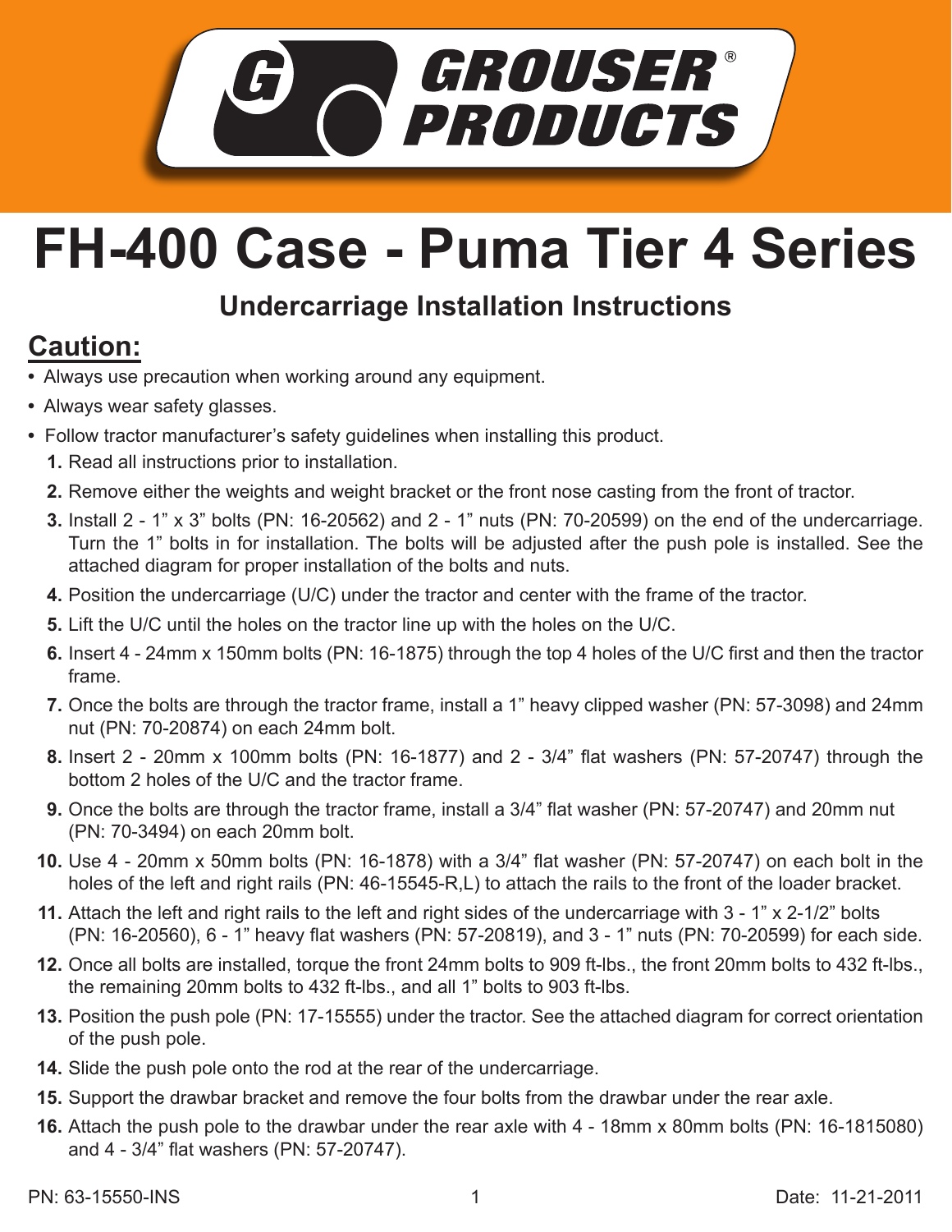# GROUSER® PRODUCTS

# FH-400 Case - Puma Tier 4 Series

## Undercarriage Installation Instructions

## Caution:

- Always use precaution when working around any equipment.
- Always wear safety glasses.
- Follow tractor manufacturer's safety guidelines when installing this product.

1. Read all instructions prior to installation.
2. Remove either the weights and weight bracket or the front nose casting from the front of tractor.
3. Install 2 - 1" x 3" bolts (PN: 16-20562) and 2 - 1" nuts (PN: 70-20599) on the end of the undercarriage. Turn the 1" bolts in for installation. The bolts will be adjusted after the push pole is installed. See the attached diagram for proper installation of the bolts and nuts.
4. Position the undercarriage (U/C) under the tractor and center with the frame of the tractor.
5. Lift the U/C until the holes on the tractor line up with the holes on the U/C.
6. Insert 4 - 24mm x 150mm bolts (PN: 16-1875) through the top 4 holes of the U/C first and then the tractor frame.
7. Once the bolts are through the tractor frame, install a 1" heavy clipped washer (PN: 57-3098) and 24mm nut (PN: 70-20874) on each 24mm bolt.
8. Insert 2 - 20mm x 100mm bolts (PN: 16-1877) and 2 - 3/4" flat washers (PN: 57-20747) through the bottom 2 holes of the U/C and the tractor frame.
9. Once the bolts are through the tractor frame, install a 3/4" flat washer (PN: 57-20747) and 20mm nut (PN: 70-3494) on each 20mm bolt.
10. Use 4 - 20mm x 50mm bolts (PN: 16-1878) with a 3/4" flat washer (PN: 57-20747) on each bolt in the holes of the left and right rails (PN: 46-15545-R,L) to attach the rails to the front of the loader bracket.
11. Attach the left and right rails to the left and right sides of the undercarriage with 3 - 1" x 2-1/2" bolts (PN: 16-20560), 6 - 1" heavy flat washers (PN: 57-20819), and 3 - 1" nuts (PN: 70-20599) for each side.
12. Once all bolts are installed, torque the front 24mm bolts to 909 ft-lbs., the front 20mm bolts to 432 ft-lbs., the remaining 20mm bolts to 432 ft-lbs., and all 1" bolts to 903 ft-lbs.
13. Position the push pole (PN: 17-15555) under the tractor. See the attached diagram for correct orientation of the push pole.
14. Slide the push pole onto the rod at the rear of the undercarriage.
15. Support the drawbar bracket and remove the four bolts from the drawbar under the rear axle.
16. Attach the push pole to the drawbar under the rear axle with 4 - 18mm x 80mm bolts (PN: 16-1815080) and 4 - 3/4" flat washers (PN: 57-20747).

PN: 63-15550-INS

Date: 11-21-2011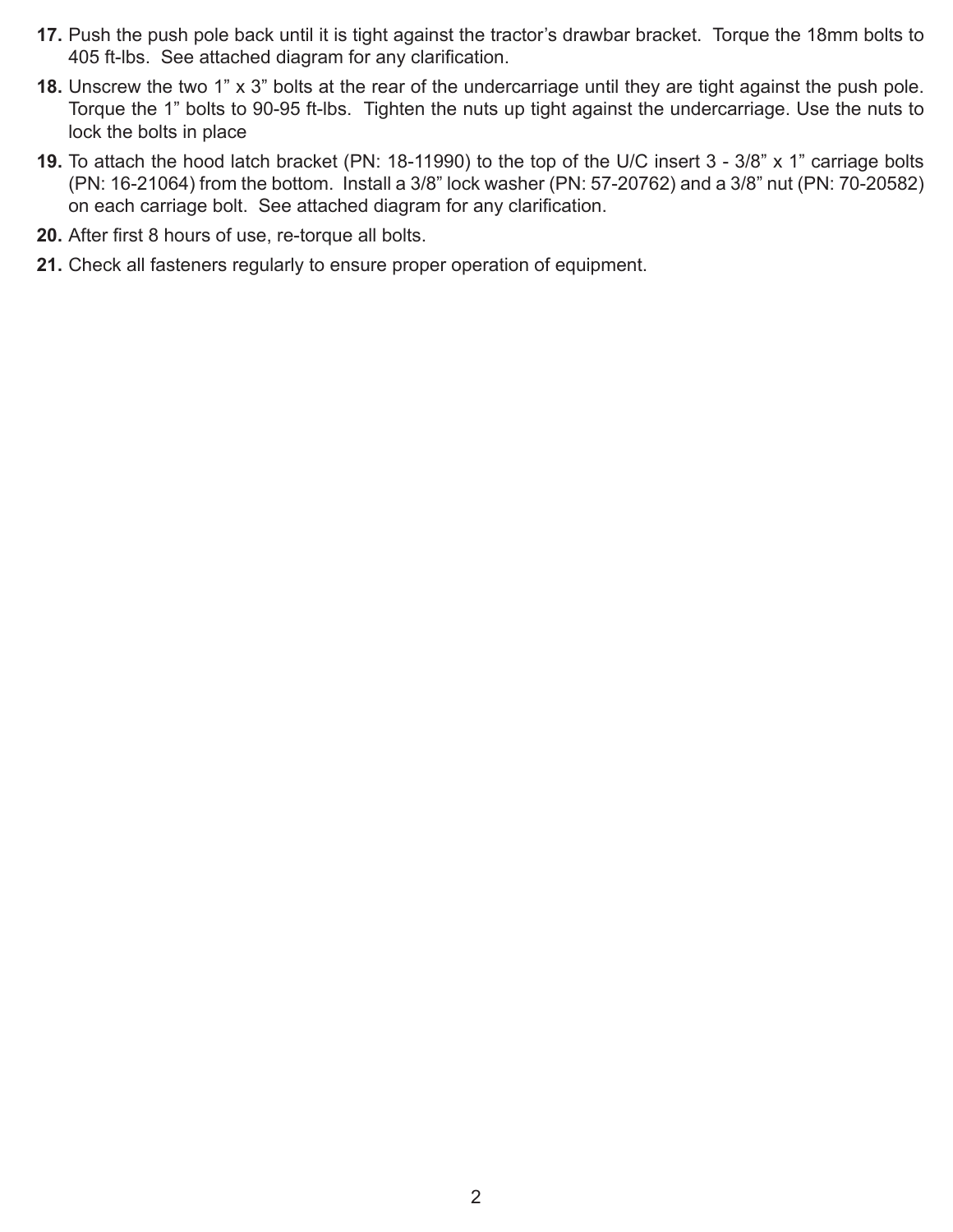17. Push the push pole back until it is tight against the tractor’s drawbar bracket. Torque the 18mm bolts to 405 ft-lbs. See attached diagram for any clarification.
18. Unscrew the two 1” x 3” bolts at the rear of the undercarriage until they are tight against the push pole. Torque the 1” bolts to 90-95 ft-lbs. Tighten the nuts up tight against the undercarriage. Use the nuts to lock the bolts in place
19. To attach the hood latch bracket (PN: 18-11990) to the top of the U/C insert 3 - 3/8” x 1” carriage bolts (PN: 16-21064) from the bottom. Install a 3/8” lock washer (PN: 57-20762) and a 3/8” nut (PN: 70-20582) on each carriage bolt. See attached diagram for any clarification.
20. After first 8 hours of use, re-torque all bolts.
21. Check all fasteners regularly to ensure proper operation of equipment.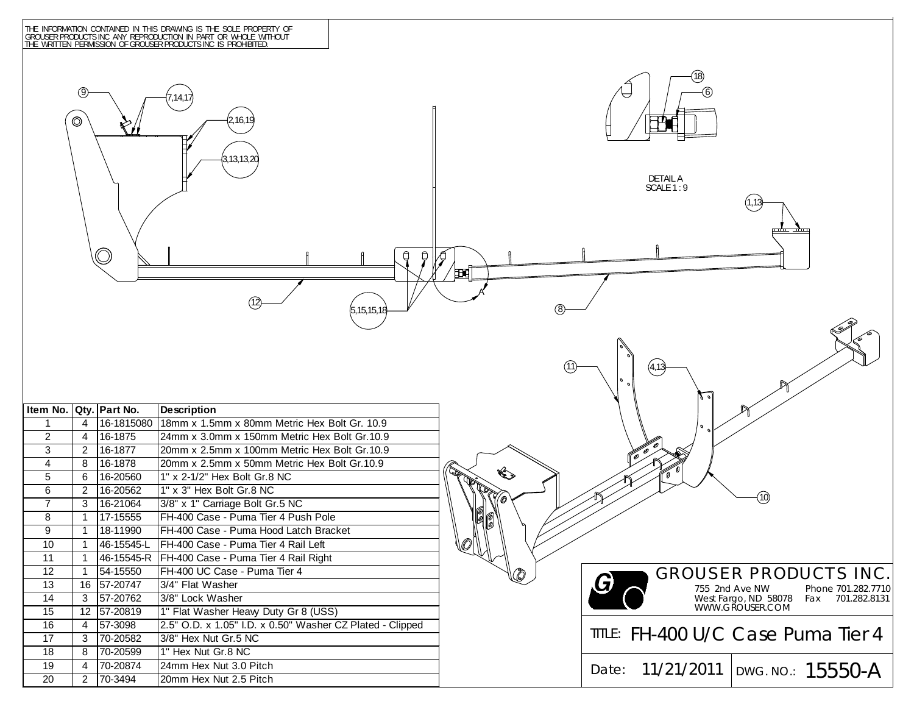THE INFORMATION CONTAINED IN THIS DRAWING IS THE SOLE PROPERTY OF GROUSER PRODUCTS INC ANY REPRODUCTION IN PART OR WHOLE WITHOUT THE WRITTEN PERMISSION OF GROUSER PRODUCTS INC IS PROHIBITED.

9

7,14,17

2,16,19

3,13,13,20

12

5,15,15,18

A

8

18

6

DETAIL A
SCALE 1 : 9

1,13

11

4,13

10

| Item No. | Qty. | Part No. | Description |
|---|---|---|---|
| 1 | 4 | 16-1815080 | 18mm x 1.5mm x 80mm Metric Hex Bolt Gr. 10.9 |
| 2 | 4 | 16-1875 | 24mm x 3.0mm x 150mm Metric Hex Bolt Gr.10.9 |
| 3 | 2 | 16-1877 | 20mm x 2.5mm x 100mm Metric Hex Bolt Gr.10.9 |
| 4 | 8 | 16-1878 | 20mm x 2.5mm x 50mm Metric Hex Bolt Gr.10.9 |
| 5 | 6 | 16-20560 | 1" x 2-1/2" Hex Bolt Gr.8 NC |
| 6 | 2 | 16-20562 | 1" x 3" Hex Bolt Gr.8 NC |
| 7 | 3 | 16-21064 | 3/8" x 1" Carriage Bolt Gr.5 NC |
| 8 | 1 | 17-15555 | FH-400 Case - Puma Tier 4 Push Pole |
| 9 | 1 | 18-11990 | FH-400 Case - Puma Hood Latch Bracket |
| 10 | 1 | 46-15545-L | FH-400 Case - Puma Tier 4 Rail Left |
| 11 | 1 | 46-15545-R | FH-400 Case - Puma Tier 4 Rail Right |
| 12 | 1 | 54-15550 | FH-400 UC Case - Puma Tier 4 |
| 13 | 16 | 57-20747 | 3/4" Flat Washer |
| 14 | 3 | 57-20762 | 3/8" Lock Washer |
| 15 | 12 | 57-20819 | 1" Flat Washer Heavy Duty Gr 8 (USS) |
| 16 | 4 | 57-3098 | 2.5" O.D. x 1.05" I.D. x 0.50" Washer CZ Plated - Clipped |
| 17 | 3 | 70-20582 | 3/8" Hex Nut Gr.5 NC |
| 18 | 8 | 70-20599 | 1" Hex Nut Gr.8 NC |
| 19 | 4 | 70-20874 | 24mm Hex Nut 3.0 Pitch |
| 20 | 2 | 70-3494 | 20mm Hex Nut 2.5 Pitch |

GROUSER PRODUCTS INC.
755 2nd Ave NW
West Fargo, ND 58078
WWW.GROUSER.COM
Phone 701.282.7710
Fax 701.282.8131

TITLE: FH-400 U/C Case Puma Tier 4

Date: 11/21/2011

DWG. NO.: 15550-A